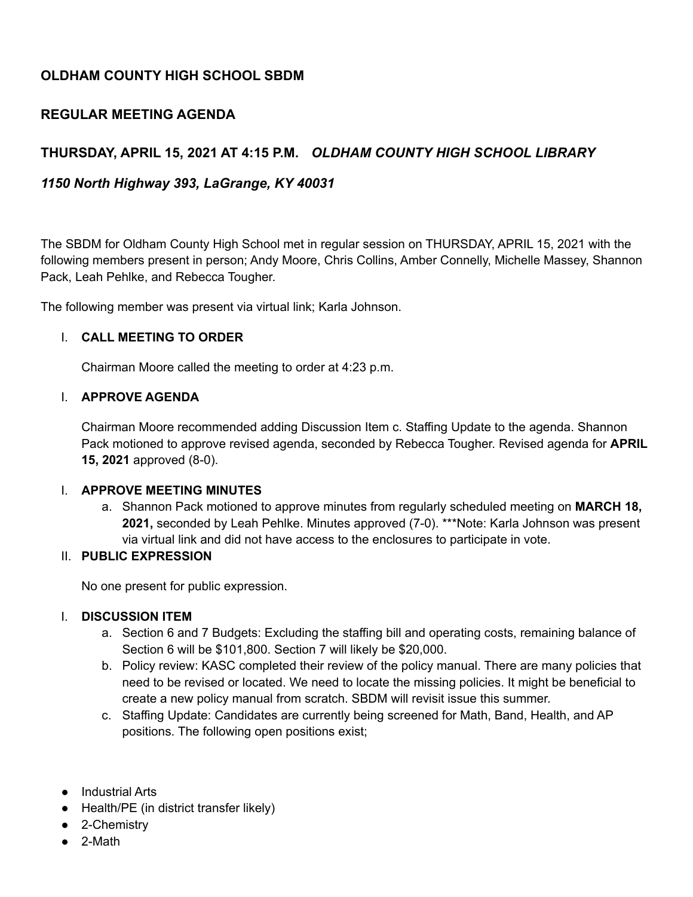## OLDHAM COUNTY HIGH SCHOOL SBDM

## REGULAR MEETING AGENDA

## THURSDAY, APRIL 15, 2021 AT 4:15 P.M. *OLDHAM COUNTY HIGH SCHOOL LIBRARY*

### *1150 North Highway 393, LaGrange, KY 40031*

The SBDM for Oldham County High School met in regular session on THURSDAY, APRIL 15, 2021 with the following members present in person; Andy Moore, Chris Collins, Amber Connelly, Michelle Massey, Shannon Pack, Leah Pehlke, and Rebecca Tougher.

The following member was present via virtual link; Karla Johnson.

I. **CALL MEETING TO ORDER**

   Chairman Moore called the meeting to order at 4:23 p.m.

I. **APPROVE AGENDA**

   Chairman Moore recommended adding Discussion Item c. Staffing Update to the agenda. Shannon Pack motioned to approve revised agenda, seconded by Rebecca Tougher. Revised agenda for **APRIL 15, 2021** approved (8-0).

I. **APPROVE MEETING MINUTES**
   a. Shannon Pack motioned to approve minutes from regularly scheduled meeting on **MARCH 18, 2021,** seconded by Leah Pehlke. Minutes approved (7-0). ***Note: Karla Johnson was present via virtual link and did not have access to the enclosures to participate in vote.

II. **PUBLIC EXPRESSION**

   No one present for public expression.

I. **DISCUSSION ITEM**
   a. Section 6 and 7 Budgets: Excluding the staffing bill and operating costs, remaining balance of Section 6 will be $101,800. Section 7 will likely be $20,000.
   b. Policy review: KASC completed their review of the policy manual. There are many policies that need to be revised or located. We need to locate the missing policies. It might be beneficial to create a new policy manual from scratch. SBDM will revisit issue this summer.
   c. Staffing Update: Candidates are currently being screened for Math, Band, Health, and AP positions. The following open positions exist;

- Industrial Arts
- Health/PE (in district transfer likely)
- 2-Chemistry
- 2-Math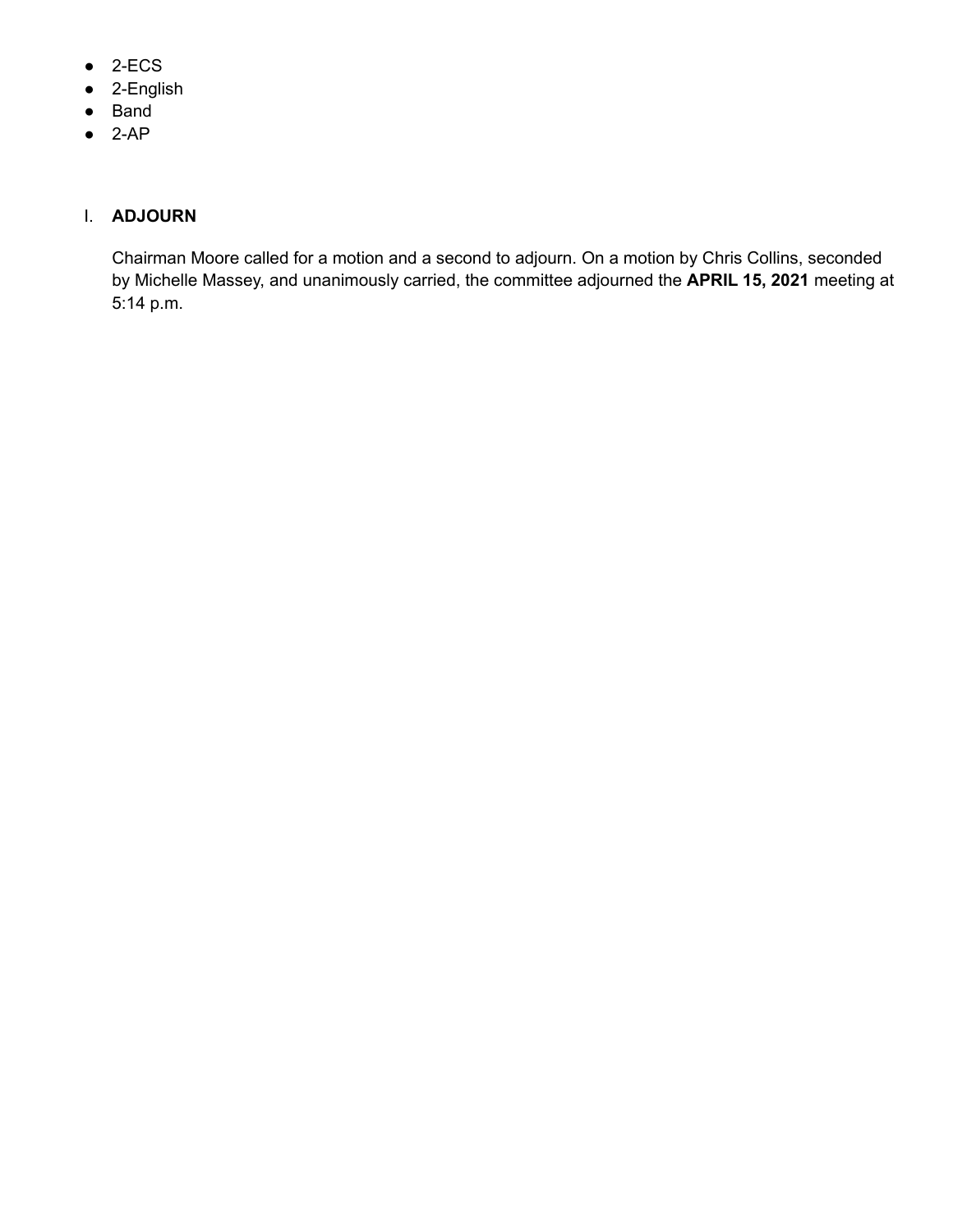- 2-ECS
- 2-English
- Band
- 2-AP

I. **ADJOURN**

Chairman Moore called for a motion and a second to adjourn. On a motion by Chris Collins, seconded by Michelle Massey, and unanimously carried, the committee adjourned the **APRIL 15, 2021** meeting at 5:14 p.m.